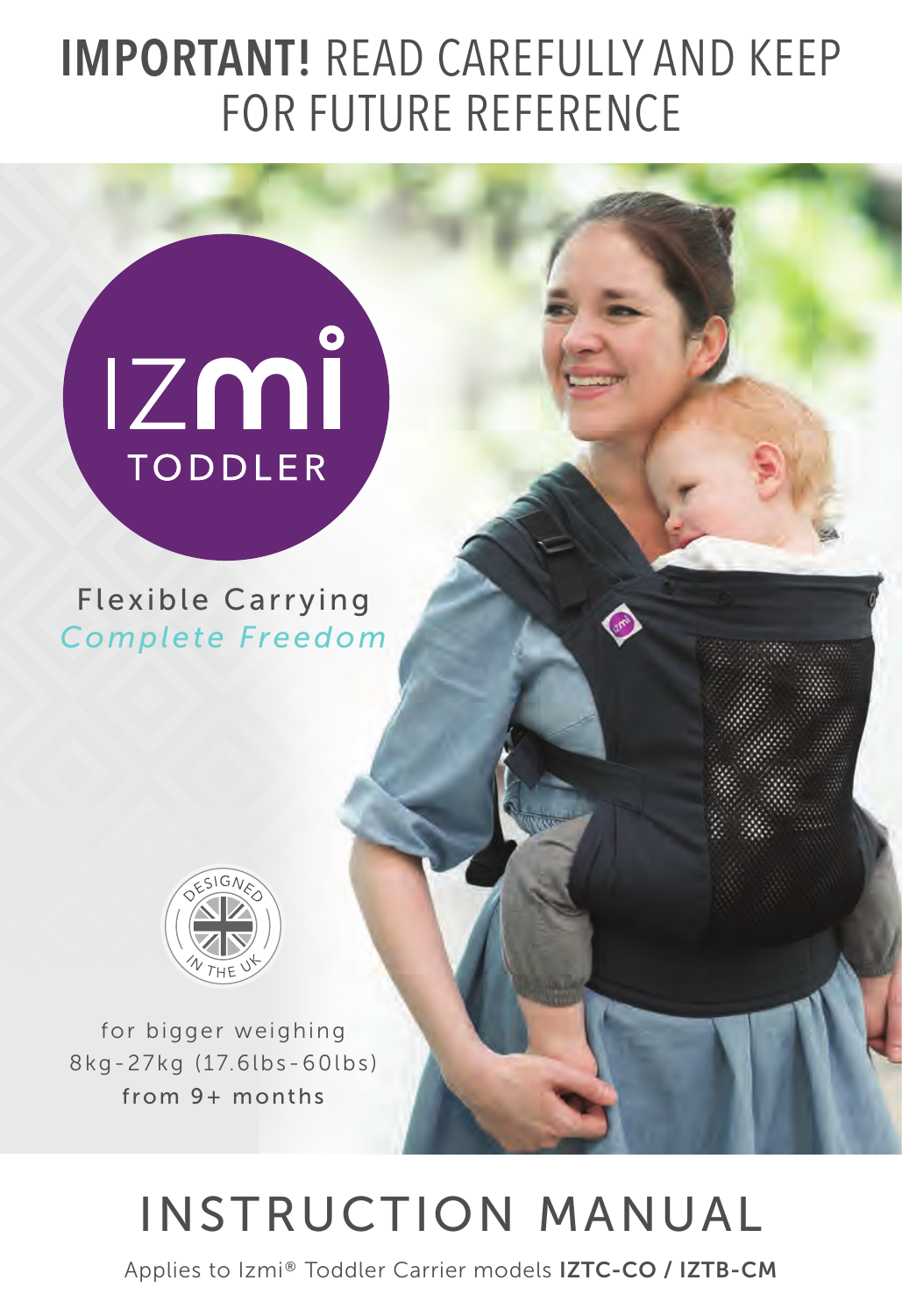# **IMPORTANT!** READ CAREFULLY AND KEEP FOR FUTURE REFERENCE

IZmi

TODDLER

Flexible Carrying

*Complete Freedom*

DESIGNED IN THE UK

for bigger weighing 8kg-27kg (17.6lbs-60lbs)

from 9+ months

# INSTRUCTION MANUAL

Applies to Izmi® Toddler Carrier models **IZTC-CO / IZTB-CM**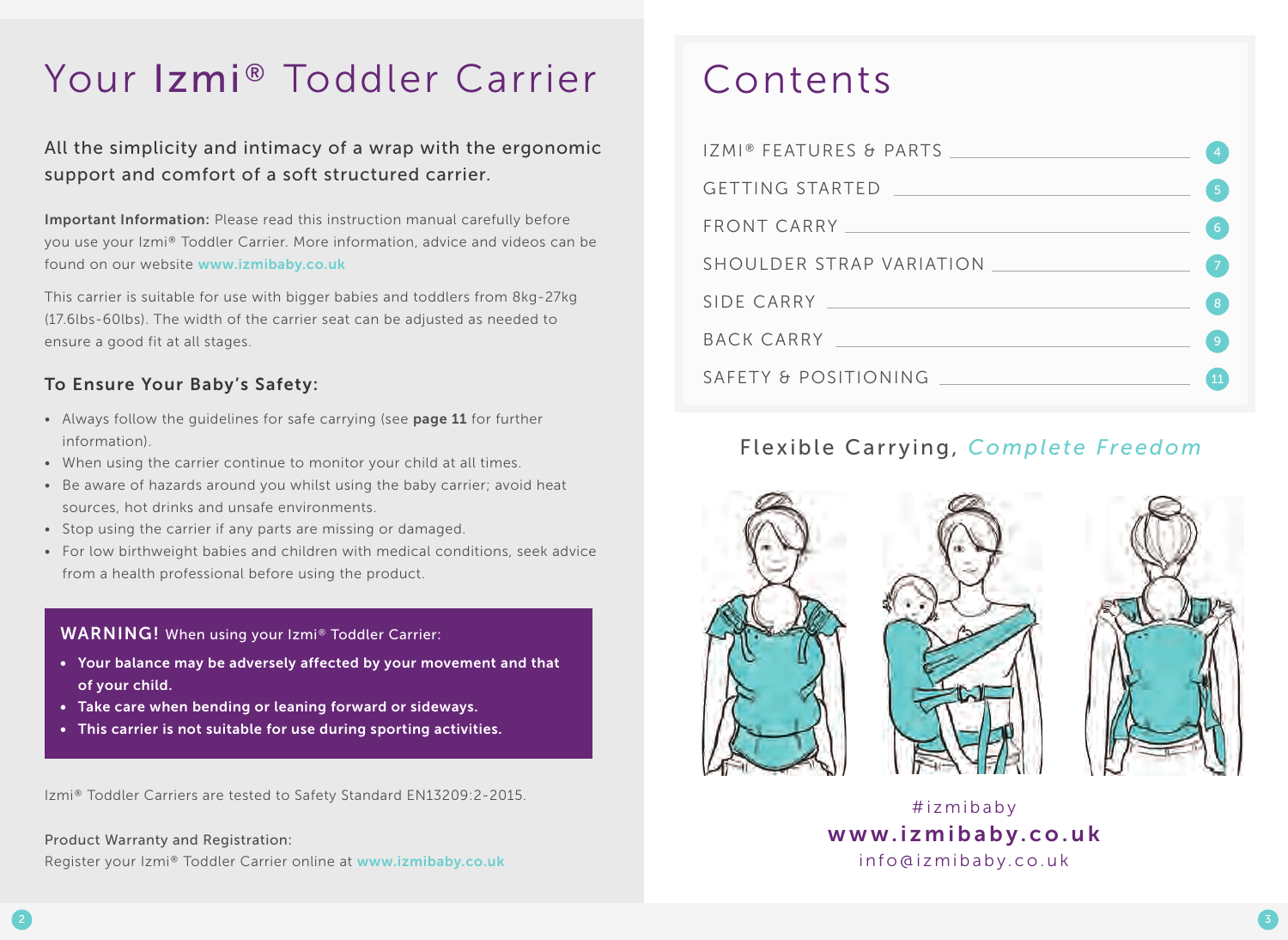# Your Izmi® Toddler Carrier

All the simplicity and intimacy of a wrap with the ergonomic support and comfort of a soft structured carrier.

**Important Information:** Please read this instruction manual carefully before you use your Izmi® Toddler Carrier. More information, advice and videos can be found on our website www.izmibaby.co.uk

This carrier is suitable for use with bigger babies and toddlers from 8kg-27kg (17.6lbs-60lbs). The width of the carrier seat can be adjusted as needed to ensure a good fit at all stages.

### To Ensure Your Baby's Safety:

- Always follow the guidelines for safe carrying (see **page 11** for further information).
- When using the carrier continue to monitor your child at all times.
- Be aware of hazards around you whilst using the baby carrier; avoid heat sources, hot drinks and unsafe environments.
- Stop using the carrier if any parts are missing or damaged.
- For low birthweight babies and children with medical conditions, seek advice from a health professional before using the product.

**WARNING!** When using your Izmi® Toddler Carrier:

- **Your balance may be adversely affected by your movement and that of your child.**
- **Take care when bending or leaning forward or sideways.**
- **This carrier is not suitable for use during sporting activities.**

Izmi® Toddler Carriers are tested to Safety Standard EN13209:2-2015.

Product Warranty and Registration:
Register your Izmi® Toddler Carrier online at www.izmibaby.co.uk

# Contents

- IZMI® FEATURES & PARTS — 4
- GETTING STARTED — 5
- FRONT CARRY — 6
- SHOULDER STRAP VARIATION — 7
- SIDE CARRY — 8
- BACK CARRY — 9
- SAFETY & POSITIONING — 11

## Flexible Carrying, *Complete Freedom*

#izmibaby
**www.izmibaby.co.uk**
info@izmibaby.co.uk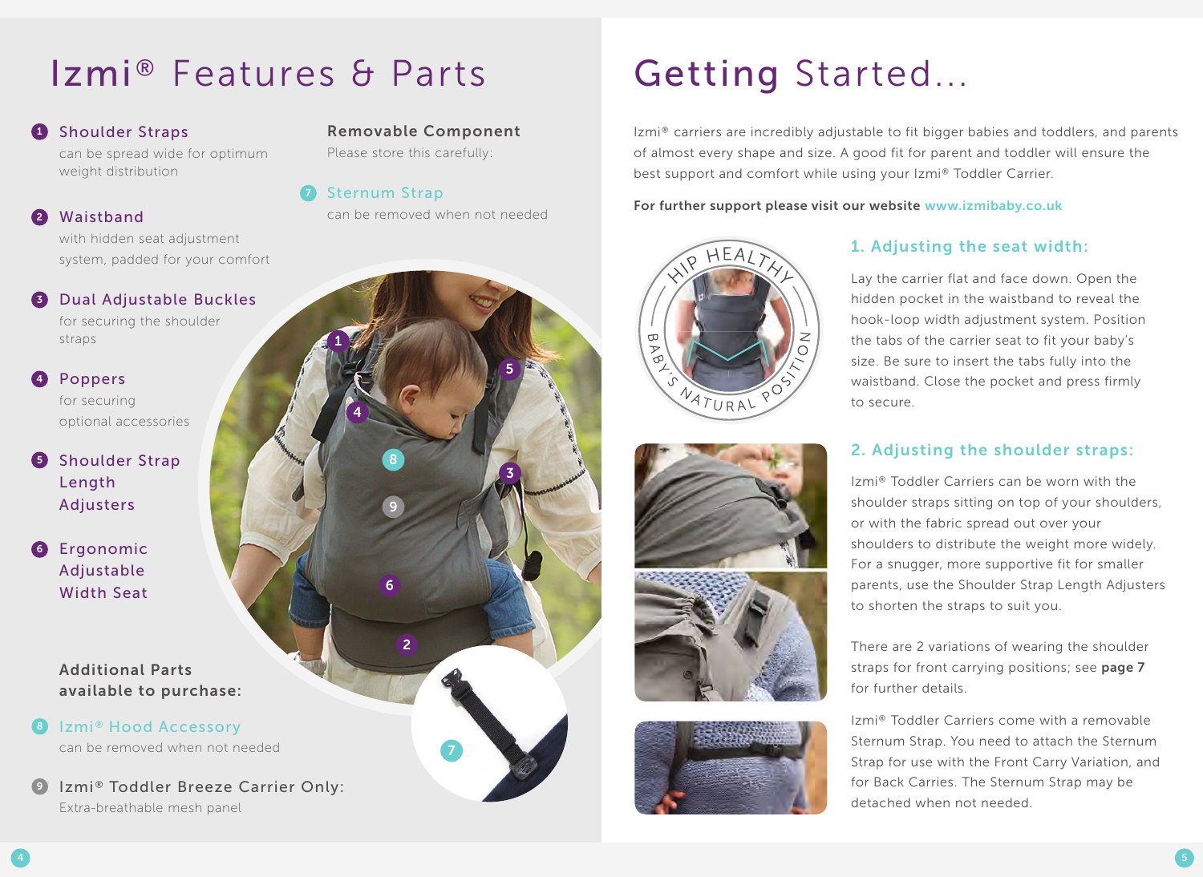# Izmi® Features & Parts

1. **Shoulder Straps**
   can be spread wide for optimum weight distribution

2. **Waistband**
   with hidden seat adjustment system, padded for your comfort

3. **Dual Adjustable Buckles**
   for securing the shoulder straps

4. **Poppers**
   for securing optional accessories

5. **Shoulder Strap Length Adjusters**

6. **Ergonomic Adjustable Width Seat**

### Removable Component

Please store this carefully:

7. **Sternum Strap**
   can be removed when not needed

### Additional Parts available to purchase:

8. **Izmi® Hood Accessory**
   can be removed when not needed

9. **Izmi® Toddler Breeze Carrier Only:**
   Extra-breathable mesh panel

# Getting Started...

Izmi® carriers are incredibly adjustable to fit bigger babies and toddlers, and parents of almost every shape and size. A good fit for parent and toddler will ensure the best support and comfort while using your Izmi® Toddler Carrier.

**For further support please visit our website www.izmibaby.co.uk**

HIP HEALTHY
BABY'S NATURAL POSITION

## 1. Adjusting the seat width:

Lay the carrier flat and face down. Open the hidden pocket in the waistband to reveal the hook-loop width adjustment system. Position the tabs of the carrier seat to fit your baby's size. Be sure to insert the tabs fully into the waistband. Close the pocket and press firmly to secure.

## 2. Adjusting the shoulder straps:

Izmi® Toddler Carriers can be worn with the shoulder straps sitting on top of your shoulders, or with the fabric spread out over your shoulders to distribute the weight more widely. For a snugger, more supportive fit for smaller parents, use the Shoulder Strap Length Adjusters to shorten the straps to suit you.

There are 2 variations of wearing the shoulder straps for front carrying positions; see **page 7** for further details.

Izmi® Toddler Carriers come with a removable Sternum Strap. You need to attach the Sternum Strap for use with the Front Carry Variation, and for Back Carries. The Sternum Strap may be detached when not needed.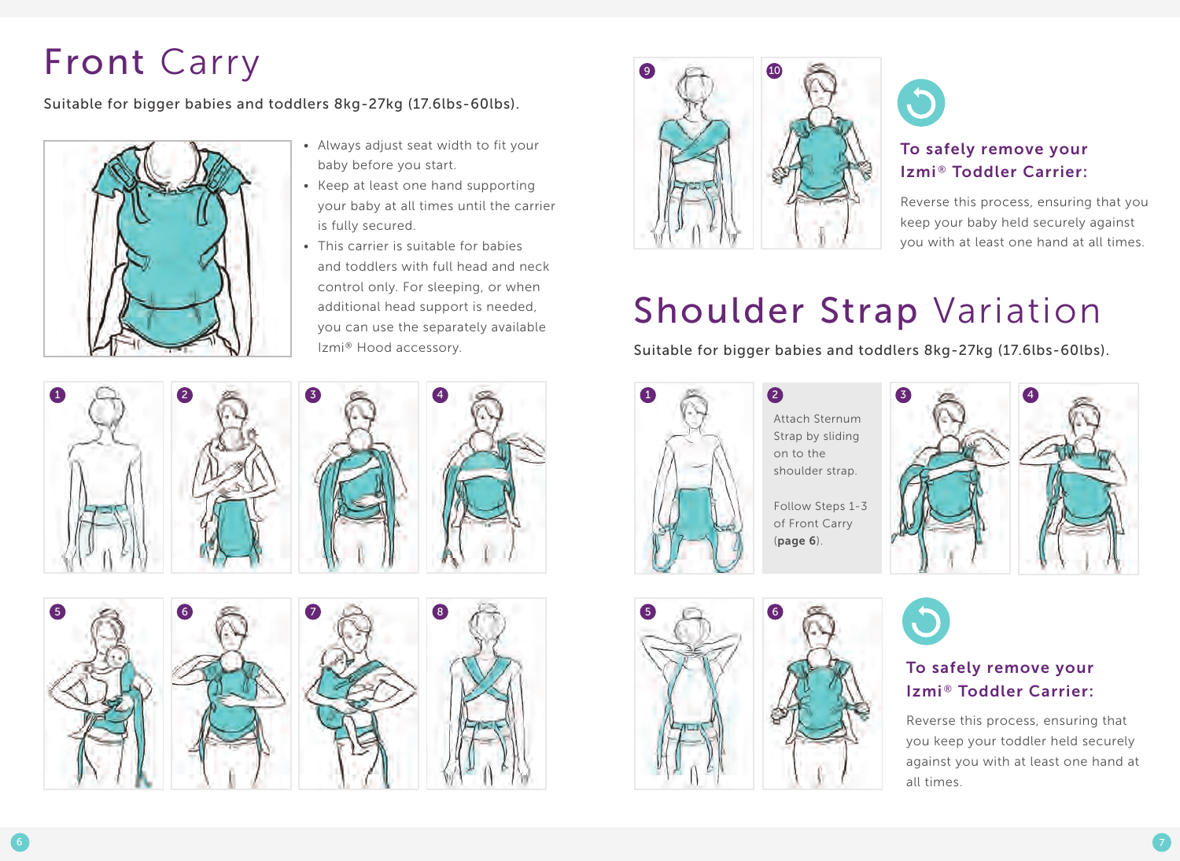# Front Carry

Suitable for bigger babies and toddlers 8kg-27kg (17.6lbs-60lbs).

- Always adjust seat width to fit your baby before you start.
- Keep at least one hand supporting your baby at all times until the carrier is fully secured.
- This carrier is suitable for babies and toddlers with full head and neck control only. For sleeping, or when additional head support is needed, you can use the separately available Izmi® Hood accessory.

1 2 3 4

5 6 7 8

9 10

### To safely remove your Izmi® Toddler Carrier:

Reverse this process, ensuring that you keep your baby held securely against you with at least one hand at all times.

# Shoulder Strap Variation

Suitable for bigger babies and toddlers 8kg-27kg (17.6lbs-60lbs).

1

2

Attach Sternum Strap by sliding on to the shoulder strap.

Follow Steps 1-3 of Front Carry (**page 6**).

3 4

5 6

### To safely remove your Izmi® Toddler Carrier:

Reverse this process, ensuring that you keep your toddler held securely against you with at least one hand at all times.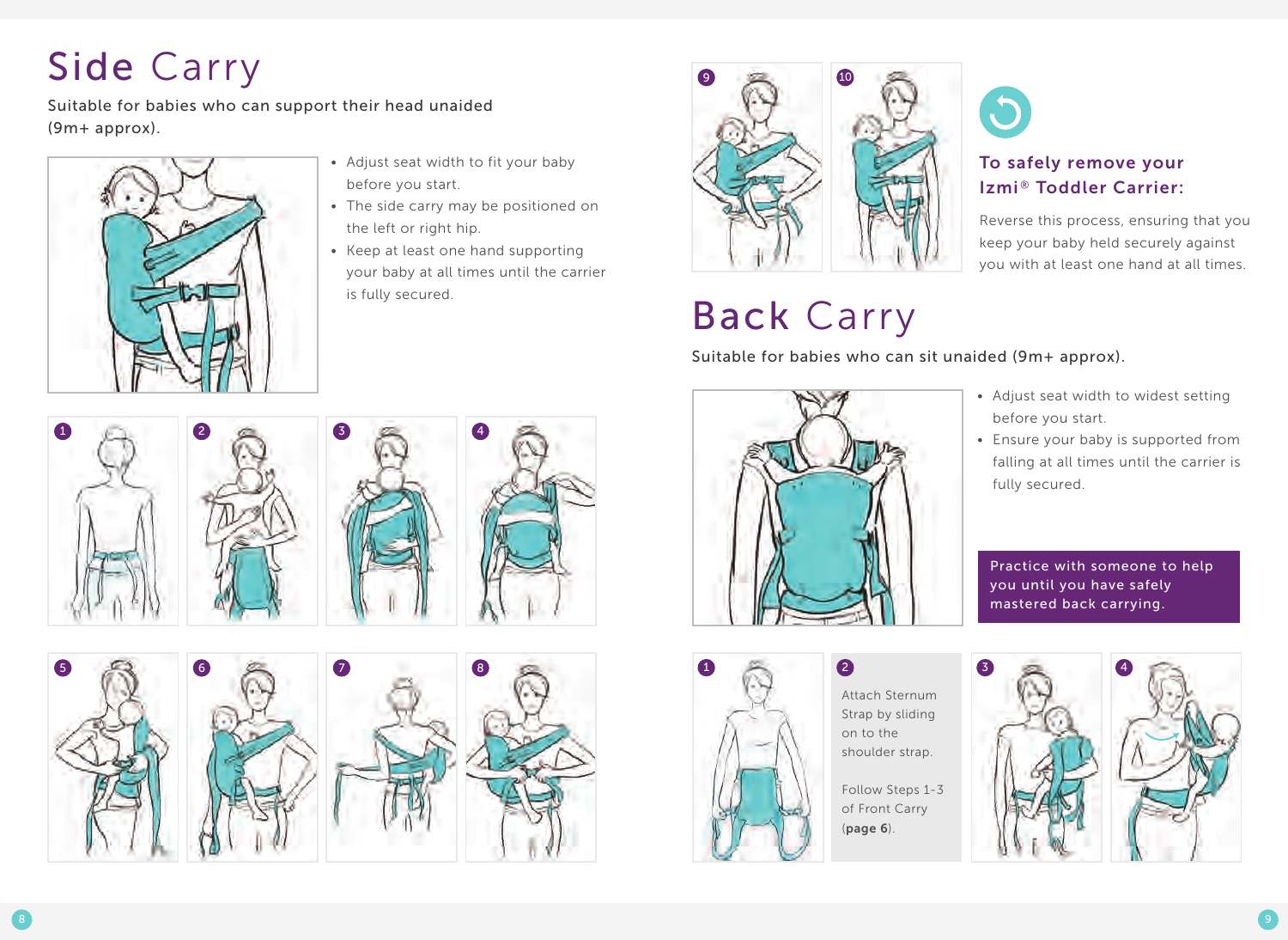# Side Carry

Suitable for babies who can support their head unaided (9m+ approx).

- Adjust seat width to fit your baby before you start.
- The side carry may be positioned on the left or right hip.
- Keep at least one hand supporting your baby at all times until the carrier is fully secured.

### To safely remove your Izmi® Toddler Carrier:

Reverse this process, ensuring that you keep your baby held securely against you with at least one hand at all times.

# Back Carry

Suitable for babies who can sit unaided (9m+ approx).

- Adjust seat width to widest setting before you start.
- Ensure your baby is supported from falling at all times until the carrier is fully secured.

Practice with someone to help you until you have safely mastered back carrying.

2 Attach Sternum Strap by sliding on to the shoulder strap.

Follow Steps 1-3 of Front Carry (**page 6**).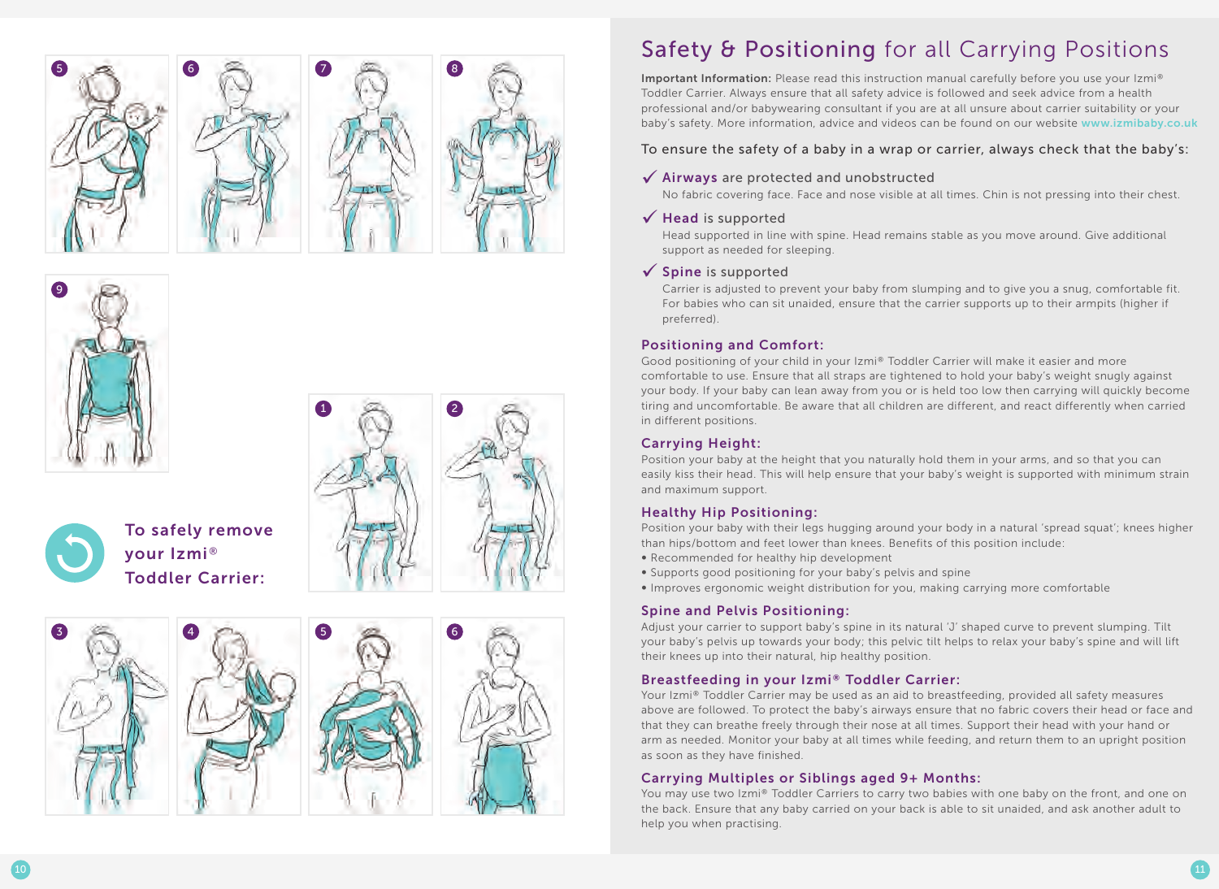To safely remove your Izmi® Toddler Carrier:

# Safety & Positioning for all Carrying Positions

**Important Information:** Please read this instruction manual carefully before you use your Izmi® Toddler Carrier. Always ensure that all safety advice is followed and seek advice from a health professional and/or babywearing consultant if you are at all unsure about carrier suitability or your baby's safety. More information, advice and videos can be found on our website www.izmibaby.co.uk

To ensure the safety of a baby in a wrap or carrier, always check that the baby's:

✓ **Airways** are protected and unobstructed
No fabric covering face. Face and nose visible at all times. Chin is not pressing into their chest.

✓ **Head** is supported
Head supported in line with spine. Head remains stable as you move around. Give additional support as needed for sleeping.

✓ **Spine** is supported
Carrier is adjusted to prevent your baby from slumping and to give you a snug, comfortable fit. For babies who can sit unaided, ensure that the carrier supports up to their armpits (higher if preferred).

### Positioning and Comfort:

Good positioning of your child in your Izmi® Toddler Carrier will make it easier and more comfortable to use. Ensure that all straps are tightened to hold your baby's weight snugly against your body. If your baby can lean away from you or is held too low then carrying will quickly become tiring and uncomfortable. Be aware that all children are different, and react differently when carried in different positions.

### Carrying Height:

Position your baby at the height that you naturally hold them in your arms, and so that you can easily kiss their head. This will help ensure that your baby's weight is supported with minimum strain and maximum support.

### Healthy Hip Positioning:

Position your baby with their legs hugging around your body in a natural 'spread squat'; knees higher than hips/bottom and feet lower than knees. Benefits of this position include:

- Recommended for healthy hip development
- Supports good positioning for your baby's pelvis and spine
- Improves ergonomic weight distribution for you, making carrying more comfortable

### Spine and Pelvis Positioning:

Adjust your carrier to support baby's spine in its natural 'J' shaped curve to prevent slumping. Tilt your baby's pelvis up towards your body; this pelvic tilt helps to relax your baby's spine and will lift their knees up into their natural, hip healthy position.

### Breastfeeding in your Izmi® Toddler Carrier:

Your Izmi® Toddler Carrier may be used as an aid to breastfeeding, provided all safety measures above are followed. To protect the baby's airways ensure that no fabric covers their head or face and that they can breathe freely through their nose at all times. Support their head with your hand or arm as needed. Monitor your baby at all times while feeding, and return them to an upright position as soon as they have finished.

### Carrying Multiples or Siblings aged 9+ Months:

You may use two Izmi® Toddler Carriers to carry two babies with one baby on the front, and one on the back. Ensure that any baby carried on your back is able to sit unaided, and ask another adult to help you when practising.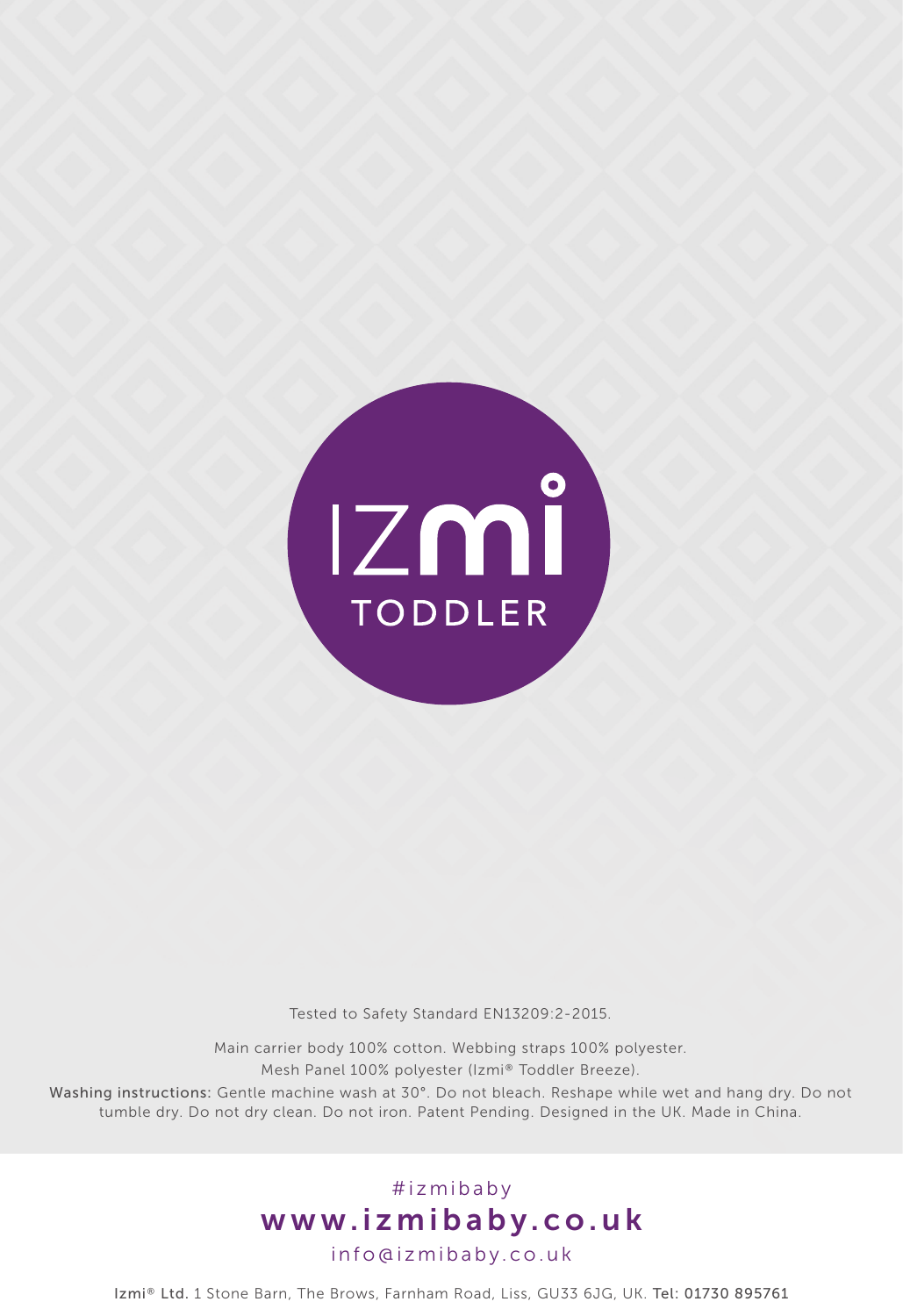# IZmi TODDLER

Tested to Safety Standard EN13209:2-2015.

Main carrier body 100% cotton. Webbing straps 100% polyester.
Mesh Panel 100% polyester (Izmi® Toddler Breeze).

**Washing instructions:** Gentle machine wash at 30°. Do not bleach. Reshape while wet and hang dry. Do not tumble dry. Do not dry clean. Do not iron. Patent Pending. Designed in the UK. Made in China.

#izmibaby

**www.izmibaby.co.uk**

info@izmibaby.co.uk

**Izmi® Ltd.** 1 Stone Barn, The Brows, Farnham Road, Liss, GU33 6JG, UK. **Tel: 01730 895761**